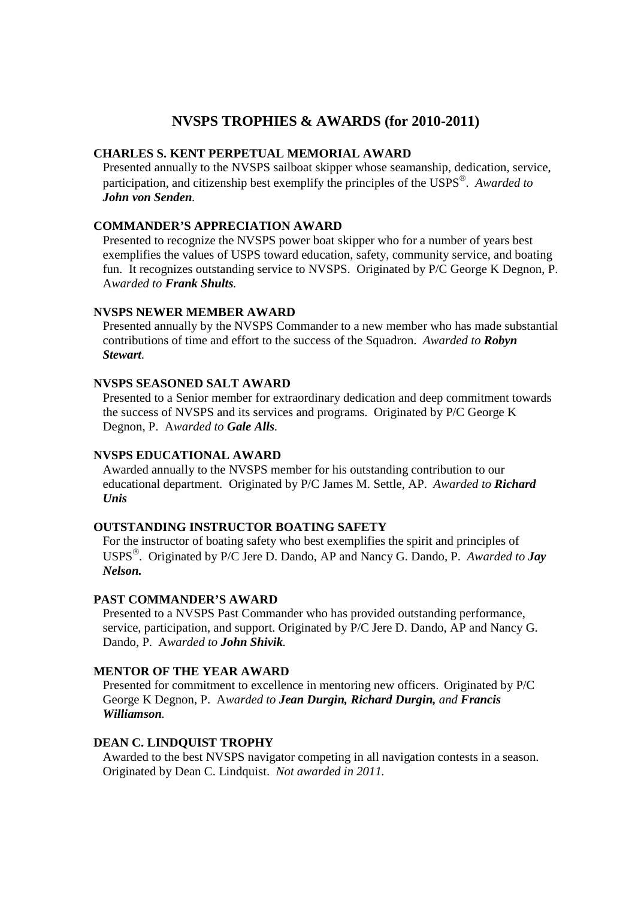# NVSPS TROPHIES & AWARDS (for 2010-2011)

### CHARLES S. KENT PERPETUAL MEMORIAL AWARD

Presented annually to the NVSPS sailboat skipper whose seamanship, dedication, service, participation, and citizenship best exemplify the principles of the USPS®. *Awarded to **John von Senden**.*

### COMMANDER'S APPRECIATION AWARD

Presented to recognize the NVSPS power boat skipper who for a number of years best exemplifies the values of USPS toward education, safety, community service, and boating fun. It recognizes outstanding service to NVSPS. Originated by P/C George K Degnon, P. A*warded to **Frank Shults**.*

### NVSPS NEWER MEMBER AWARD

Presented annually by the NVSPS Commander to a new member who has made substantial contributions of time and effort to the success of the Squadron. *Awarded to **Robyn Stewart**.*

### NVSPS SEASONED SALT AWARD

Presented to a Senior member for extraordinary dedication and deep commitment towards the success of NVSPS and its services and programs. Originated by P/C George K Degnon, P. A*warded to **Gale Alls**.*

### NVSPS EDUCATIONAL AWARD

Awarded annually to the NVSPS member for his outstanding contribution to our educational department. Originated by P/C James M. Settle, AP. *Awarded to **Richard Unis***

### OUTSTANDING INSTRUCTOR BOATING SAFETY

For the instructor of boating safety who best exemplifies the spirit and principles of USPS®. Originated by P/C Jere D. Dando, AP and Nancy G. Dando, P. *Awarded to **Jay Nelson.***

### PAST COMMANDER'S AWARD

Presented to a NVSPS Past Commander who has provided outstanding performance, service, participation, and support. Originated by P/C Jere D. Dando, AP and Nancy G. Dando, P. A*warded to **John Shivik**.*

### MENTOR OF THE YEAR AWARD

Presented for commitment to excellence in mentoring new officers. Originated by P/C George K Degnon, P. A*warded to **Jean Durgin, Richard Durgin,** and **Francis Williamson**.*

### DEAN C. LINDQUIST TROPHY

Awarded to the best NVSPS navigator competing in all navigation contests in a season. Originated by Dean C. Lindquist. *Not awarded in 2011.*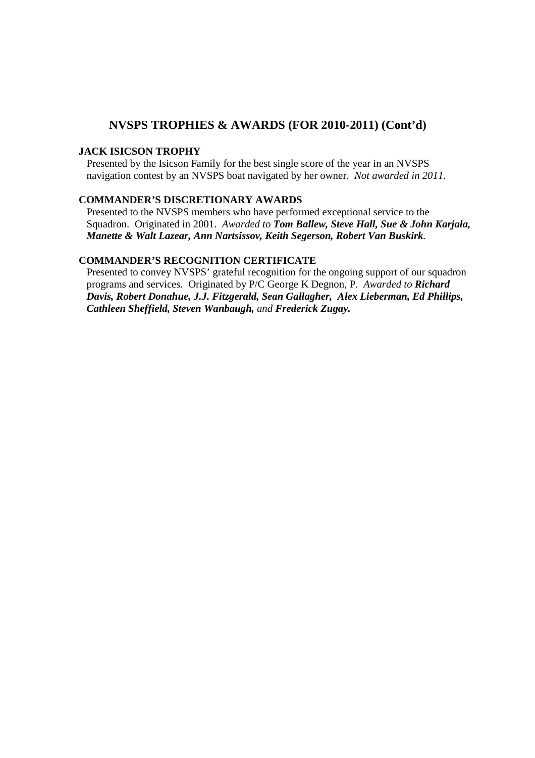## NVSPS TROPHIES & AWARDS (FOR 2010-2011) (Cont'd)

### JACK ISICSON TROPHY

Presented by the Isicson Family for the best single score of the year in an NVSPS navigation contest by an NVSPS boat navigated by her owner. *Not awarded in 2011.*

### COMMANDER'S DISCRETIONARY AWARDS

Presented to the NVSPS members who have performed exceptional service to the Squadron. Originated in 2001. *Awarded to* ***Tom Ballew, Steve Hall, Sue & John Karjala, Manette & Walt Lazear, Ann Nartsissov, Keith Segerson, Robert Van Buskirk****.*

### COMMANDER'S RECOGNITION CERTIFICATE

Presented to convey NVSPS' grateful recognition for the ongoing support of our squadron programs and services. Originated by P/C George K Degnon, P. *Awarded to* ***Richard Davis, Robert Donahue, J.J. Fitzgerald, Sean Gallagher, Alex Lieberman, Ed Phillips, Cathleen Sheffield, Steven Wanbaugh,*** *and* ***Frederick Zugay.***